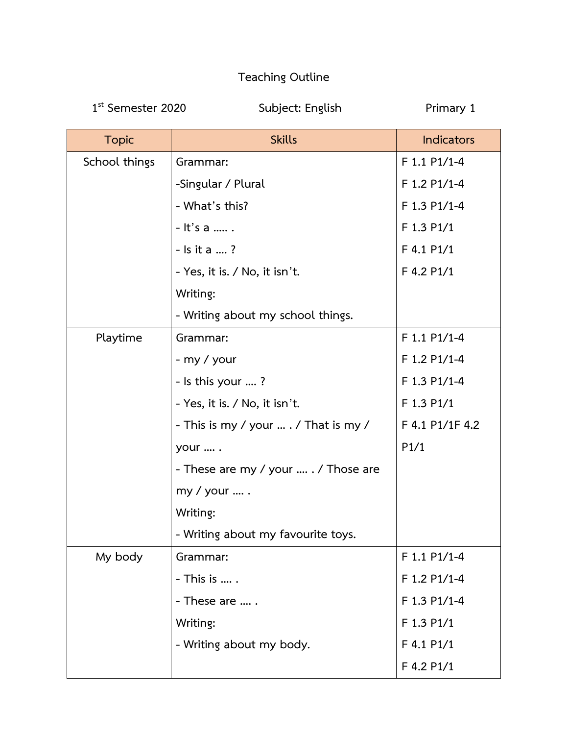# Teaching Outline

1st Semester 2020 Subject: English Primary 1

| Topic | Skills | Indicators |
|---|---|---|
| School things | Grammar:<br>-Singular / Plural<br>- What's this?<br>- It's a ….. .<br>- Is it a …. ?<br>- Yes, it is. / No, it isn't.<br>Writing:<br>- Writing about my school things. | F 1.1 P1/1-4<br>F 1.2 P1/1-4<br>F 1.3 P1/1-4<br>F 1.3 P1/1<br>F 4.1 P1/1<br>F 4.2 P1/1 |
| Playtime | Grammar:<br>- my / your<br>- Is this your …. ?<br>- Yes, it is. / No, it isn't.<br>- This is my / your … . / That is my / your …. .<br>- These are my / your …. . / Those are my / your …. .<br>Writing:<br>- Writing about my favourite toys. | F 1.1 P1/1-4<br>F 1.2 P1/1-4<br>F 1.3 P1/1-4<br>F 1.3 P1/1<br>F 4.1 P1/1F 4.2 P1/1 |
| My body | Grammar:<br>- This is …. .<br>- These are …. .<br>Writing:<br>- Writing about my body. | F 1.1 P1/1-4<br>F 1.2 P1/1-4<br>F 1.3 P1/1-4<br>F 1.3 P1/1<br>F 4.1 P1/1<br>F 4.2 P1/1 |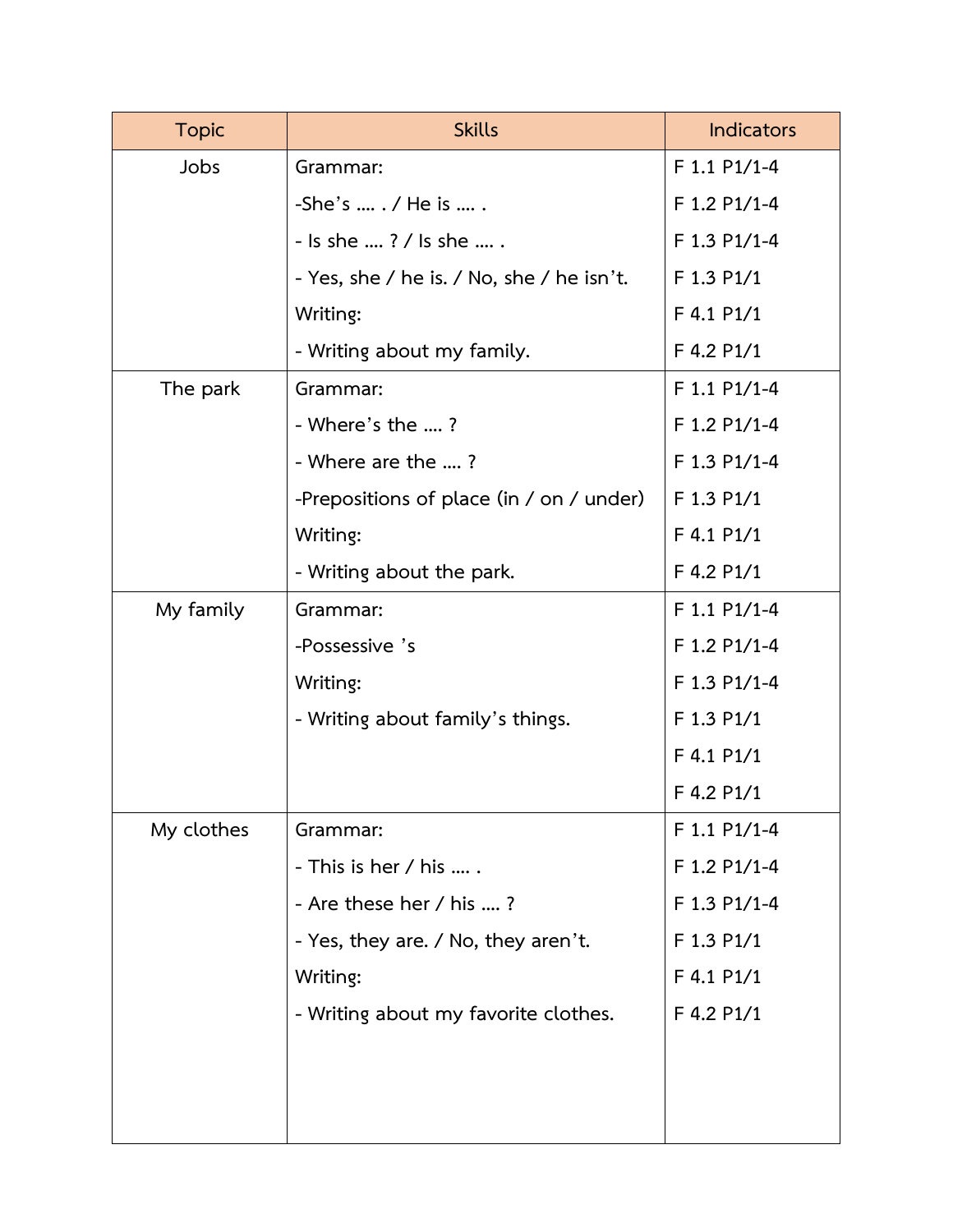| Topic | Skills | Indicators |
|---|---|---|
| Jobs | Grammar:<br>-She's …. / He is …. .<br>- Is she …. ? / Is she …. .<br>- Yes, she / he is. / No, she / he isn't.<br>Writing:<br>- Writing about my family. | F 1.1 P1/1-4<br>F 1.2 P1/1-4<br>F 1.3 P1/1-4<br>F 1.3 P1/1<br>F 4.1 P1/1<br>F 4.2 P1/1 |
| The park | Grammar:<br>- Where's the …. ?<br>- Where are the …. ?<br>-Prepositions of place (in / on / under)<br>Writing:<br>- Writing about the park. | F 1.1 P1/1-4<br>F 1.2 P1/1-4<br>F 1.3 P1/1-4<br>F 1.3 P1/1<br>F 4.1 P1/1<br>F 4.2 P1/1 |
| My family | Grammar:<br>-Possessive 's<br>Writing:<br>- Writing about family's things. | F 1.1 P1/1-4<br>F 1.2 P1/1-4<br>F 1.3 P1/1-4<br>F 1.3 P1/1<br>F 4.1 P1/1<br>F 4.2 P1/1 |
| My clothes | Grammar:<br>- This is her / his …. .<br>- Are these her / his …. ?<br>- Yes, they are. / No, they aren't.<br>Writing:<br>- Writing about my favorite clothes. | F 1.1 P1/1-4<br>F 1.2 P1/1-4<br>F 1.3 P1/1-4<br>F 1.3 P1/1<br>F 4.1 P1/1<br>F 4.2 P1/1 |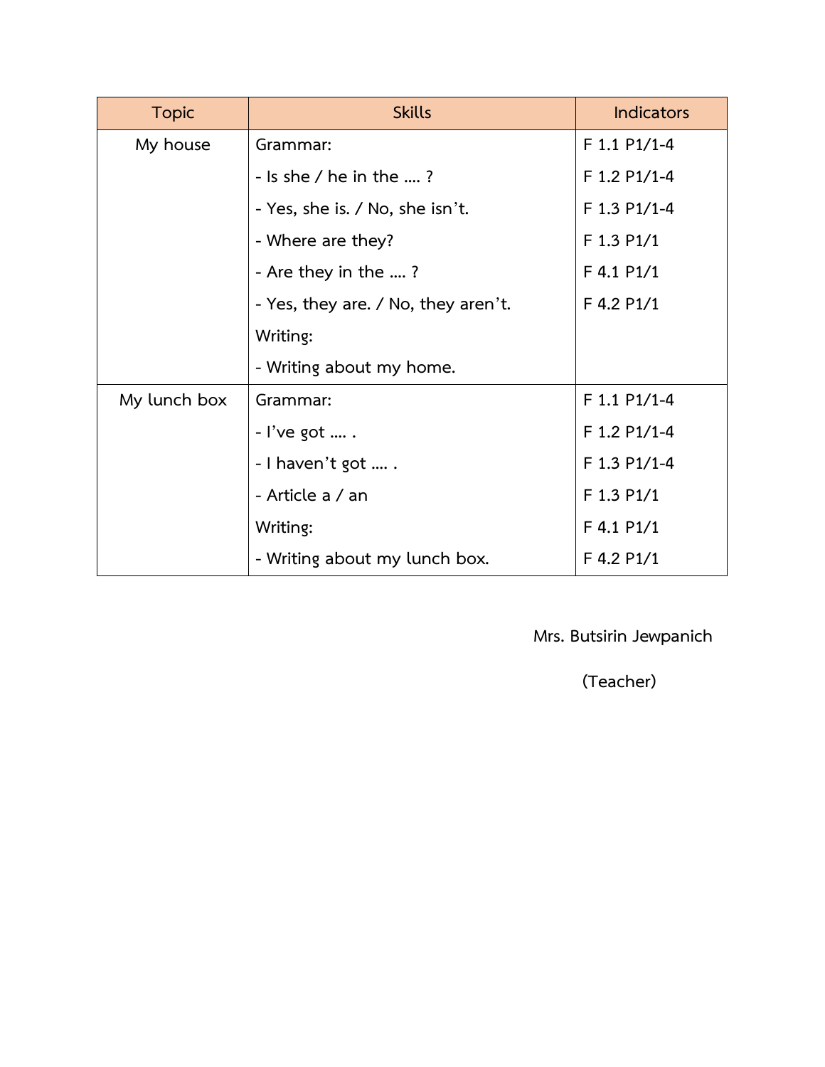| Topic | Skills | Indicators |
|---|---|---|
| My house | Grammar: | F 1.1 P1/1-4 |
| | - Is she / he in the .... ? | F 1.2 P1/1-4 |
| | - Yes, she is. / No, she isn't. | F 1.3 P1/1-4 |
| | - Where are they? | F 1.3 P1/1 |
| | - Are they in the .... ? | F 4.1 P1/1 |
| | - Yes, they are. / No, they aren't. | F 4.2 P1/1 |
| | Writing: | |
| | - Writing about my home. | |
| My lunch box | Grammar: | F 1.1 P1/1-4 |
| | - I've got .... . | F 1.2 P1/1-4 |
| | - I haven't got .... . | F 1.3 P1/1-4 |
| | - Article a / an | F 1.3 P1/1 |
| | Writing: | F 4.1 P1/1 |
| | - Writing about my lunch box. | F 4.2 P1/1 |

Mrs. Butsirin Jewpanich

(Teacher)